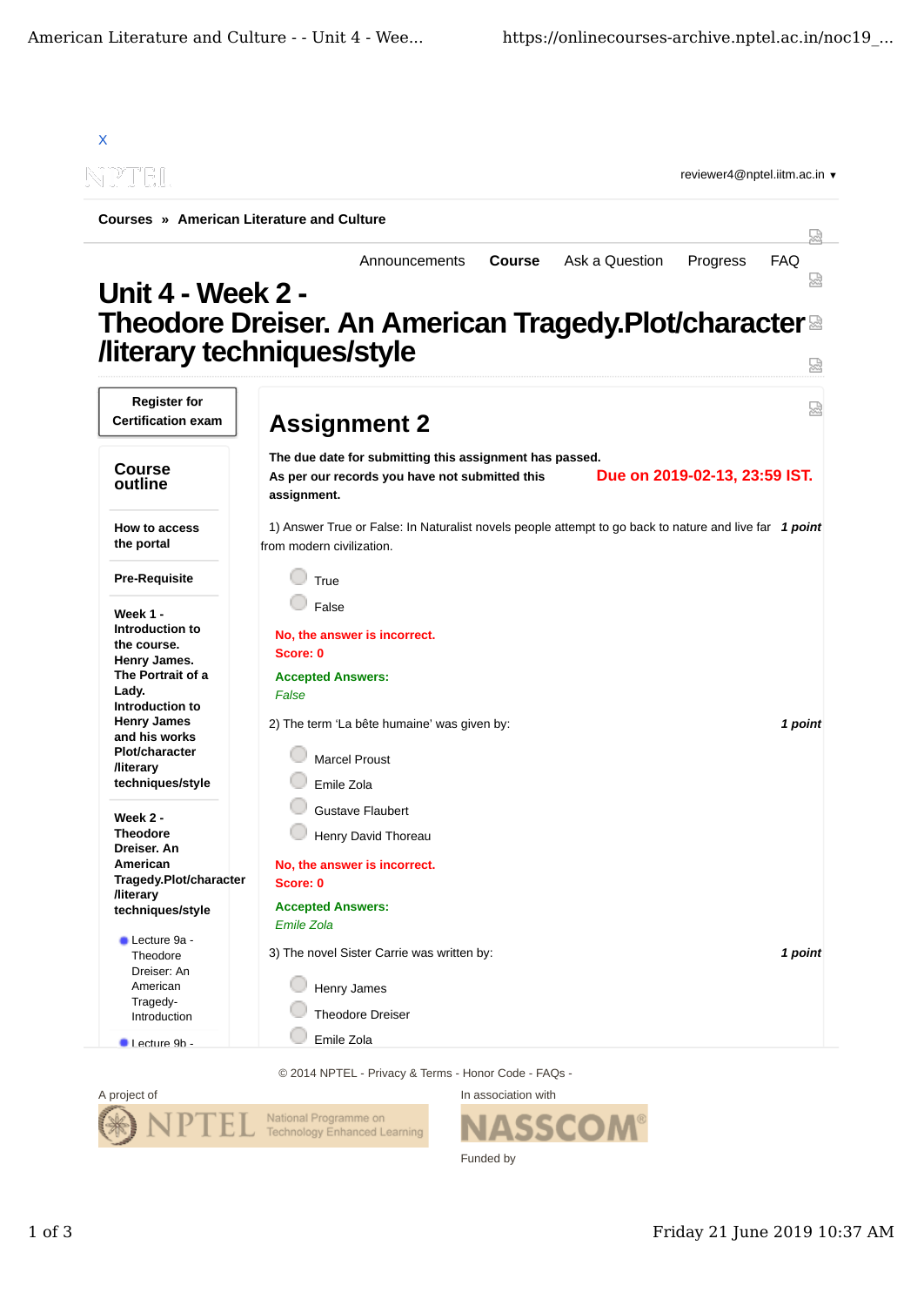X

NPTEL

reviewer4@nptel.iitm.ac.in ▼

Courses » American Literature and Culture

Announcements | **Course** | Ask a Question | Progress | FAQ

# Unit 4 - Week 2 - Theodore Dreiser. An American Tragedy.Plot/character /literary techniques/style

**Register for Certification exam**

## Course outline

**How to access the portal**

**Pre-Requisite**

**Week 1 - Introduction to the course. Henry James. The Portrait of a Lady. Introduction to Henry James and his works Plot/character /literary techniques/style**

**Week 2 - Theodore Dreiser. An American Tragedy.Plot/character /literary techniques/style**

- Lecture 9a - Theodore Dreiser: An American Tragedy- Introduction
- Lecture 9b -

## Assignment 2

**The due date for submitting this assignment has passed.**
**As per our records you have not submitted this assignment.**

**Due on 2019-02-13, 23:59 IST.**

1) Answer True or False: In Naturalist novels people attempt to go back to nature and live far from modern civilization. ***1 point***

- True
- False

**No, the answer is incorrect.**
**Score: 0**

**Accepted Answers:**
*False*

2) The term 'La bête humaine' was given by: ***1 point***

- Marcel Proust
- Emile Zola
- Gustave Flaubert
- Henry David Thoreau

**No, the answer is incorrect.**
**Score: 0**

**Accepted Answers:**
*Emile Zola*

3) The novel Sister Carrie was written by: ***1 point***

- Henry James
- Theodore Dreiser
- Emile Zola

© 2014 NPTEL - Privacy & Terms - Honor Code - FAQs -

A project of NPTEL National Programme on Technology Enhanced Learning

In association with NASSCOM

Funded by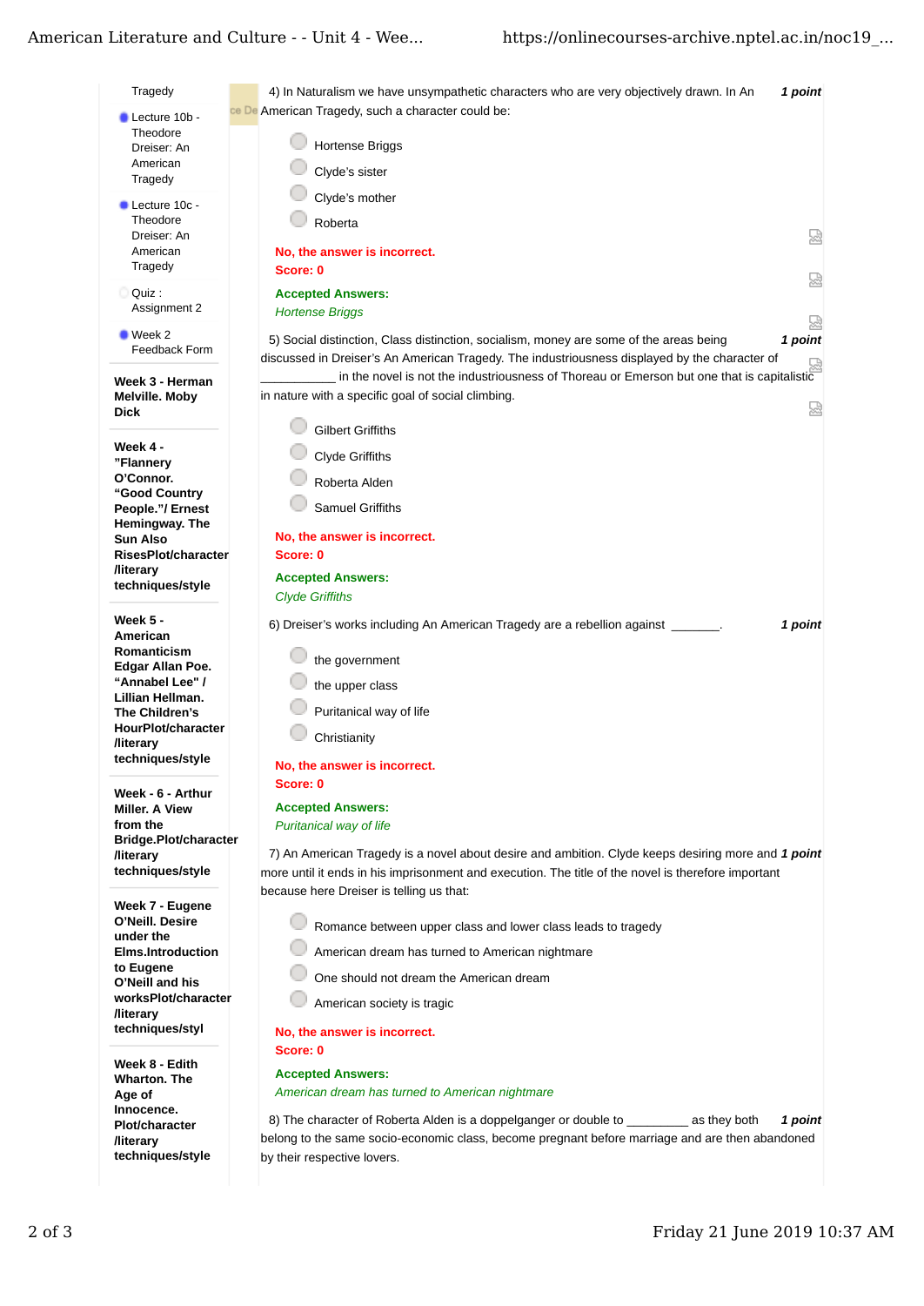- Tragedy
- Lecture 10b - Theodore Dreiser: An American Tragedy
- Lecture 10c - Theodore Dreiser: An American Tragedy
- Quiz : Assignment 2
- Week 2 Feedback Form

**Week 3 - Herman Melville. Moby Dick**

**Week 4 - "Flannery O'Connor. "Good Country People."/ Ernest Hemingway. The Sun Also RisesPlot/character /literary techniques/style**

**Week 5 - American Romanticism Edgar Allan Poe. "Annabel Lee" / Lillian Hellman. The Children's HourPlot/character /literary techniques/style**

**Week - 6 - Arthur Miller. A View from the Bridge.Plot/character /literary techniques/style**

**Week 7 - Eugene O'Neill. Desire under the Elms.Introduction to Eugene O'Neill and his worksPlot/character /literary techniques/styl**

**Week 8 - Edith Wharton. The Age of Innocence. Plot/character /literary techniques/style**

---

4) In Naturalism we have unsympathetic characters who are very objectively drawn. In An American Tragedy, such a character could be: ***1 point***

- Hortense Briggs
- Clyde's sister
- Clyde's mother
- Roberta

**No, the answer is incorrect.**
**Score: 0**

**Accepted Answers:**
*Hortense Briggs*

5) Social distinction, Class distinction, socialism, money are some of the areas being discussed in Dreiser's An American Tragedy. The industriousness displayed by the character of ___________ in the novel is not the industriousness of Thoreau or Emerson but one that is capitalistic in nature with a specific goal of social climbing. ***1 point***

- Gilbert Griffiths
- Clyde Griffiths
- Roberta Alden
- Samuel Griffiths

**No, the answer is incorrect.**
**Score: 0**

**Accepted Answers:**
*Clyde Griffiths*

6) Dreiser's works including An American Tragedy are a rebellion against _______. ***1 point***

- the government
- the upper class
- Puritanical way of life
- Christianity

**No, the answer is incorrect.**
**Score: 0**

**Accepted Answers:**
*Puritanical way of life*

7) An American Tragedy is a novel about desire and ambition. Clyde keeps desiring more and more until it ends in his imprisonment and execution. The title of the novel is therefore important because here Dreiser is telling us that: ***1 point***

- Romance between upper class and lower class leads to tragedy
- American dream has turned to American nightmare
- One should not dream the American dream
- American society is tragic

**No, the answer is incorrect.**
**Score: 0**

**Accepted Answers:**
*American dream has turned to American nightmare*

8) The character of Roberta Alden is a doppelganger or double to _________ as they both belong to the same socio-economic class, become pregnant before marriage and are then abandoned by their respective lovers. ***1 point***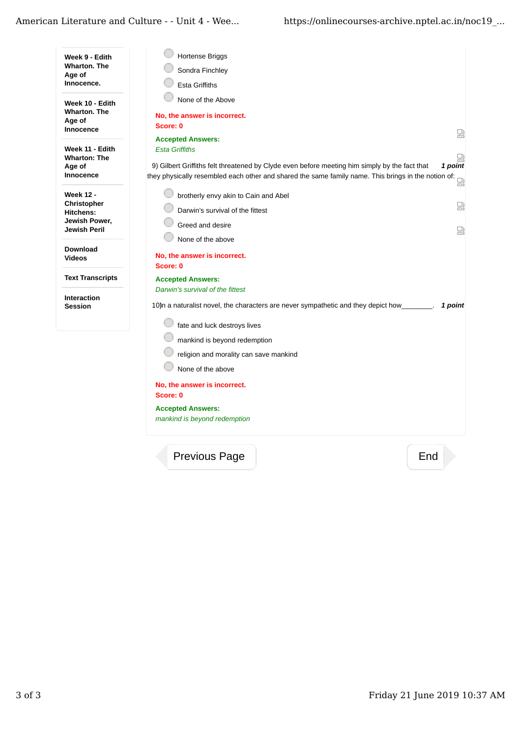- Week 9 - Edith Wharton. The Age of Innocence.
- Week 10 - Edith Wharton. The Age of Innocence
- Week 11 - Edith Wharton: The Age of Innocence
- Week 12 - Christopher Hitchens: Jewish Power, Jewish Peril
- Download Videos
- Text Transcripts
- Interaction Session

- Hortense Briggs
- Sondra Finchley
- Esta Griffiths
- None of the Above

**No, the answer is incorrect.**
**Score: 0**

**Accepted Answers:**
*Esta Griffiths*

9) Gilbert Griffiths felt threatened by Clyde even before meeting him simply by the fact that they physically resembled each other and shared the same family name. This brings in the notion of: ***1 point***

- brotherly envy akin to Cain and Abel
- Darwin's survival of the fittest
- Greed and desire
- None of the above

**No, the answer is incorrect.**
**Score: 0**

**Accepted Answers:**
*Darwin's survival of the fittest*

10)n a naturalist novel, the characters are never sympathetic and they depict how________. ***1 point***

- fate and luck destroys lives
- mankind is beyond redemption
- religion and morality can save mankind
- None of the above

**No, the answer is incorrect.**
**Score: 0**

**Accepted Answers:**
*mankind is beyond redemption*

Previous Page | End